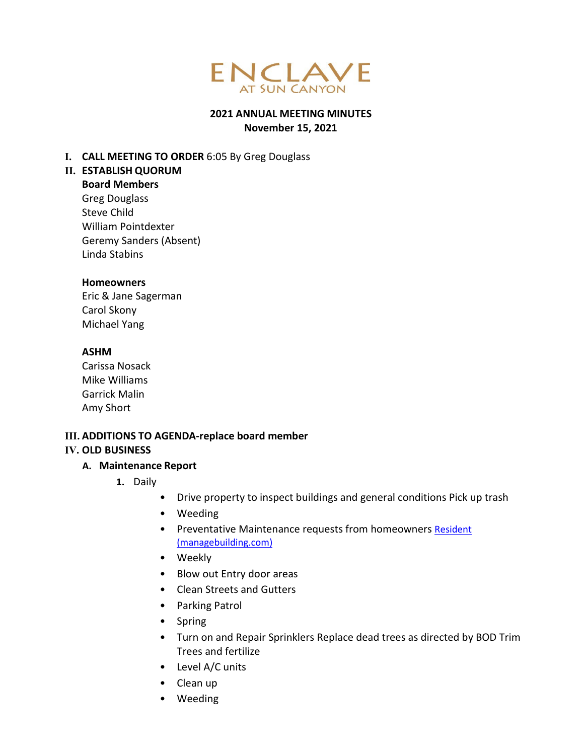# ENCLAVE
## AT SUN CANYON

**2021 ANNUAL MEETING MINUTES**
**November 15, 2021**

I. **CALL MEETING TO ORDER** 6:05 By Greg Douglass

II. **ESTABLISH QUORUM**

**Board Members**
Greg Douglass
Steve Child
William Pointdexter
Geremy Sanders (Absent)
Linda Stabins

**Homeowners**
Eric & Jane Sagerman
Carol Skony
Michael Yang

**ASHM**
Carissa Nosack
Mike Williams
Garrick Malin
Amy Short

III. **ADDITIONS TO AGENDA-replace board member**

IV. **OLD BUSINESS**

A. **Maintenance Report**

1. Daily
   - Drive property to inspect buildings and general conditions Pick up trash
   - Weeding
   - Preventative Maintenance requests from homeowners [Resident (managebuilding.com)]
   - Weekly
   - Blow out Entry door areas
   - Clean Streets and Gutters
   - Parking Patrol
   - Spring
   - Turn on and Repair Sprinklers Replace dead trees as directed by BOD Trim Trees and fertilize
   - Level A/C units
   - Clean up
   - Weeding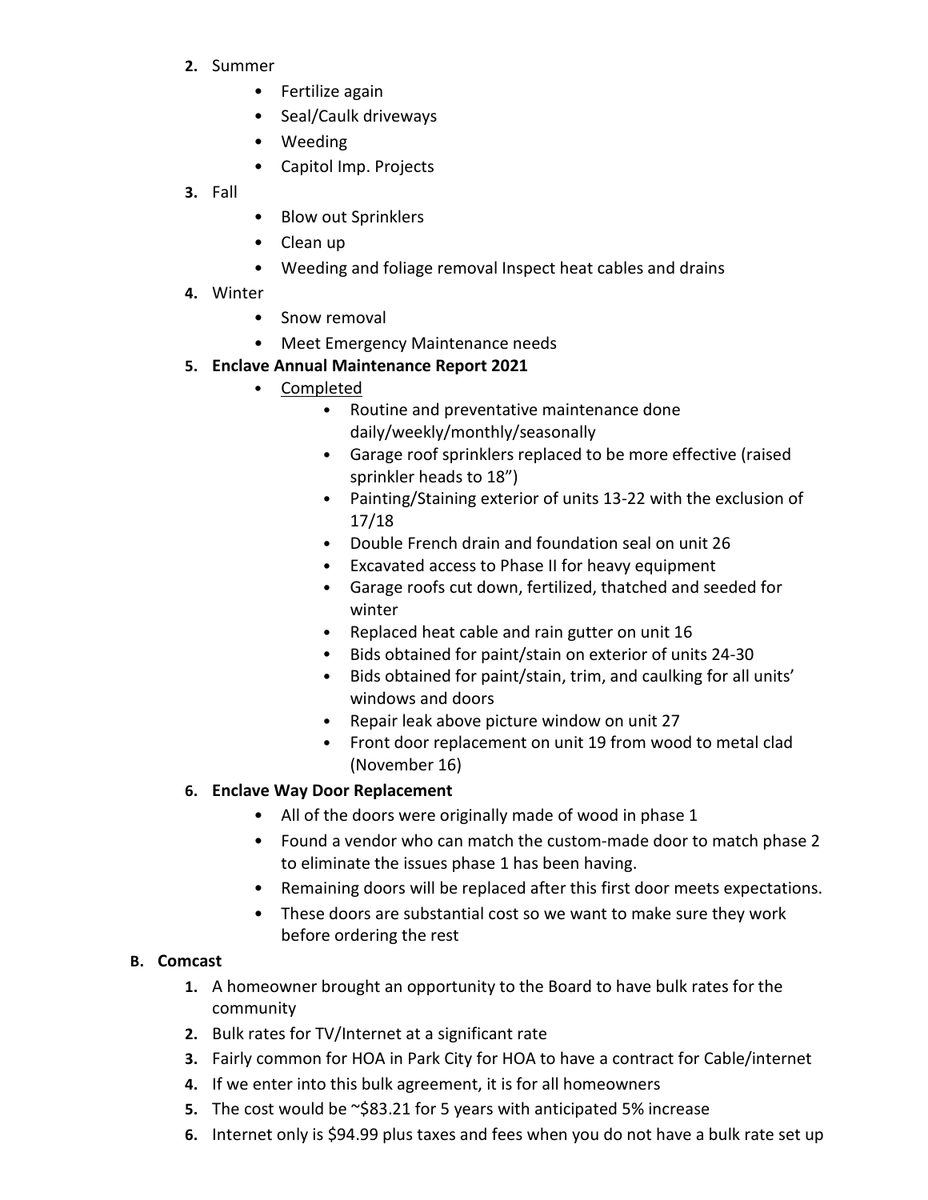2. Summer
    - Fertilize again
    - Seal/Caulk driveways
    - Weeding
    - Capitol Imp. Projects
3. Fall
    - Blow out Sprinklers
    - Clean up
    - Weeding and foliage removal Inspect heat cables and drains
4. Winter
    - Snow removal
    - Meet Emergency Maintenance needs
5. **Enclave Annual Maintenance Report 2021**
    - <u>Completed</u>
        - Routine and preventative maintenance done daily/weekly/monthly/seasonally
        - Garage roof sprinklers replaced to be more effective (raised sprinkler heads to 18")
        - Painting/Staining exterior of units 13-22 with the exclusion of 17/18
        - Double French drain and foundation seal on unit 26
        - Excavated access to Phase II for heavy equipment
        - Garage roofs cut down, fertilized, thatched and seeded for winter
        - Replaced heat cable and rain gutter on unit 16
        - Bids obtained for paint/stain on exterior of units 24-30
        - Bids obtained for paint/stain, trim, and caulking for all units' windows and doors
        - Repair leak above picture window on unit 27
        - Front door replacement on unit 19 from wood to metal clad (November 16)
6. **Enclave Way Door Replacement**
    - All of the doors were originally made of wood in phase 1
    - Found a vendor who can match the custom-made door to match phase 2 to eliminate the issues phase 1 has been having.
    - Remaining doors will be replaced after this first door meets expectations.
    - These doors are substantial cost so we want to make sure they work before ordering the rest

**B. Comcast**

1. A homeowner brought an opportunity to the Board to have bulk rates for the community
2. Bulk rates for TV/Internet at a significant rate
3. Fairly common for HOA in Park City for HOA to have a contract for Cable/internet
4. If we enter into this bulk agreement, it is for all homeowners
5. The cost would be ~$83.21 for 5 years with anticipated 5% increase
6. Internet only is $94.99 plus taxes and fees when you do not have a bulk rate set up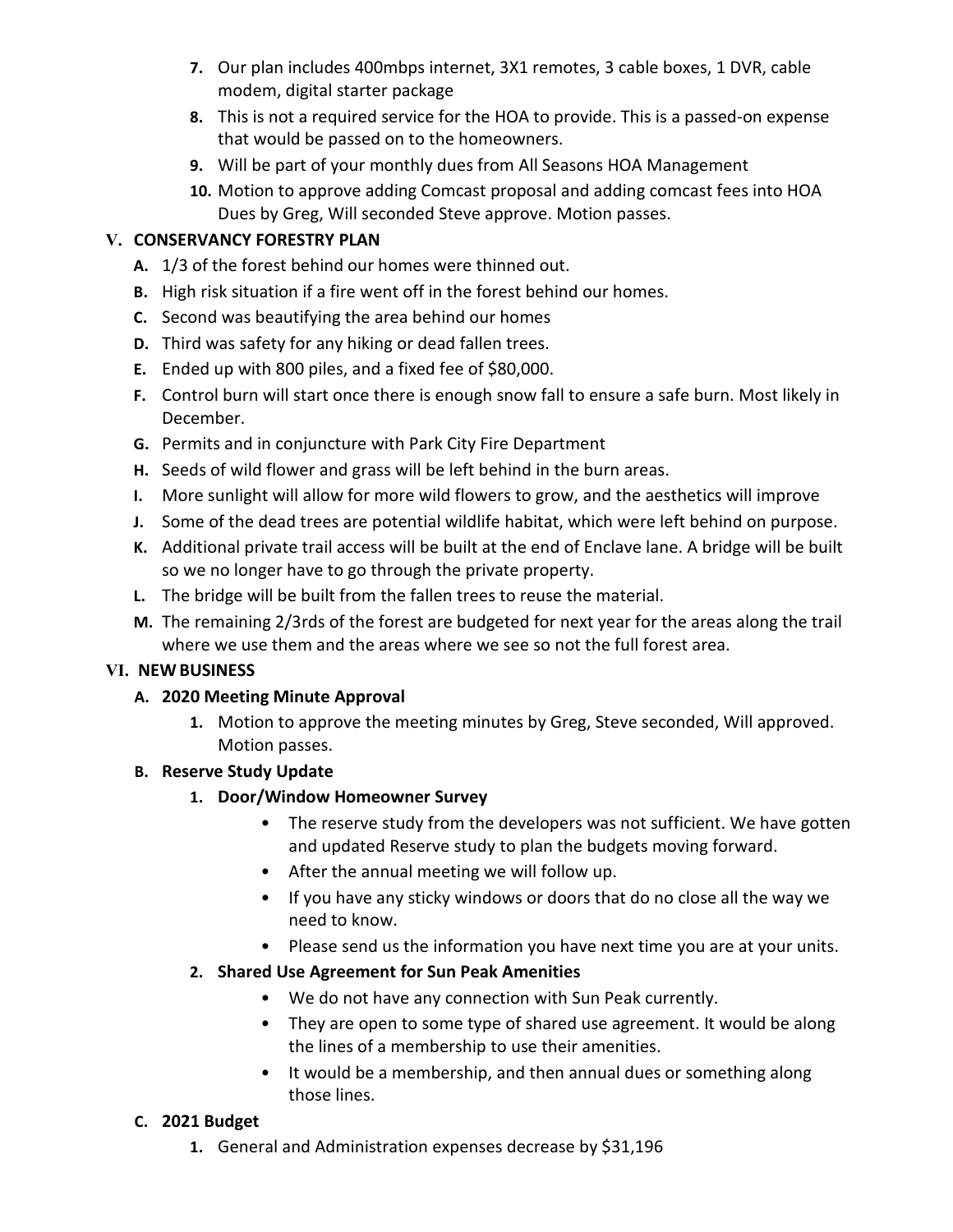7. Our plan includes 400mbps internet, 3X1 remotes, 3 cable boxes, 1 DVR, cable modem, digital starter package
8. This is not a required service for the HOA to provide. This is a passed-on expense that would be passed on to the homeowners.
9. Will be part of your monthly dues from All Seasons HOA Management
10. Motion to approve adding Comcast proposal and adding comcast fees into HOA Dues by Greg, Will seconded Steve approve. Motion passes.

## V. CONSERVANCY FORESTRY PLAN

A. 1/3 of the forest behind our homes were thinned out.
B. High risk situation if a fire went off in the forest behind our homes.
C. Second was beautifying the area behind our homes
D. Third was safety for any hiking or dead fallen trees.
E. Ended up with 800 piles, and a fixed fee of $80,000.
F. Control burn will start once there is enough snow fall to ensure a safe burn. Most likely in December.
G. Permits and in conjuncture with Park City Fire Department
H. Seeds of wild flower and grass will be left behind in the burn areas.
I. More sunlight will allow for more wild flowers to grow, and the aesthetics will improve
J. Some of the dead trees are potential wildlife habitat, which were left behind on purpose.
K. Additional private trail access will be built at the end of Enclave lane. A bridge will be built so we no longer have to go through the private property.
L. The bridge will be built from the fallen trees to reuse the material.
M. The remaining 2/3rds of the forest are budgeted for next year for the areas along the trail where we use them and the areas where we see so not the full forest area.

## VI. NEW BUSINESS

### A. 2020 Meeting Minute Approval

1. Motion to approve the meeting minutes by Greg, Steve seconded, Will approved. Motion passes.

### B. Reserve Study Update

1. **Door/Window Homeowner Survey**
   - The reserve study from the developers was not sufficient. We have gotten and updated Reserve study to plan the budgets moving forward.
   - After the annual meeting we will follow up.
   - If you have any sticky windows or doors that do no close all the way we need to know.
   - Please send us the information you have next time you are at your units.
2. **Shared Use Agreement for Sun Peak Amenities**
   - We do not have any connection with Sun Peak currently.
   - They are open to some type of shared use agreement. It would be along the lines of a membership to use their amenities.
   - It would be a membership, and then annual dues or something along those lines.

### C. 2021 Budget

1. General and Administration expenses decrease by $31,196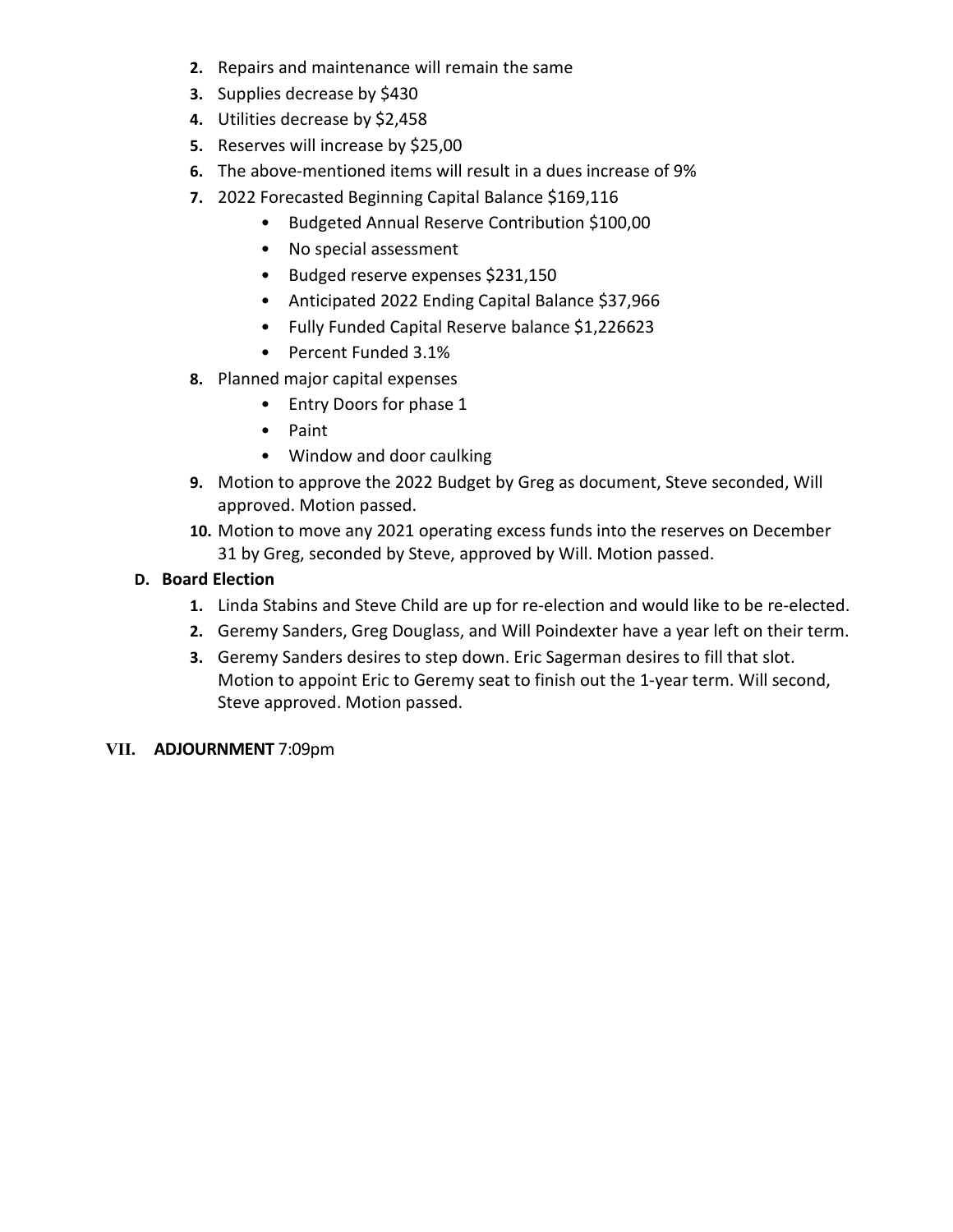2. Repairs and maintenance will remain the same
3. Supplies decrease by $430
4. Utilities decrease by $2,458
5. Reserves will increase by $25,00
6. The above-mentioned items will result in a dues increase of 9%
7. 2022 Forecasted Beginning Capital Balance $169,116
   - Budgeted Annual Reserve Contribution $100,00
   - No special assessment
   - Budged reserve expenses $231,150
   - Anticipated 2022 Ending Capital Balance $37,966
   - Fully Funded Capital Reserve balance $1,226623
   - Percent Funded 3.1%
8. Planned major capital expenses
   - Entry Doors for phase 1
   - Paint
   - Window and door caulking
9. Motion to approve the 2022 Budget by Greg as document, Steve seconded, Will approved. Motion passed.
10. Motion to move any 2021 operating excess funds into the reserves on December 31 by Greg, seconded by Steve, approved by Will. Motion passed.

**D. Board Election**

1. Linda Stabins and Steve Child are up for re-election and would like to be re-elected.
2. Geremy Sanders, Greg Douglass, and Will Poindexter have a year left on their term.
3. Geremy Sanders desires to step down. Eric Sagerman desires to fill that slot. Motion to appoint Eric to Geremy seat to finish out the 1-year term. Will second, Steve approved. Motion passed.

**VII. ADJOURNMENT** 7:09pm